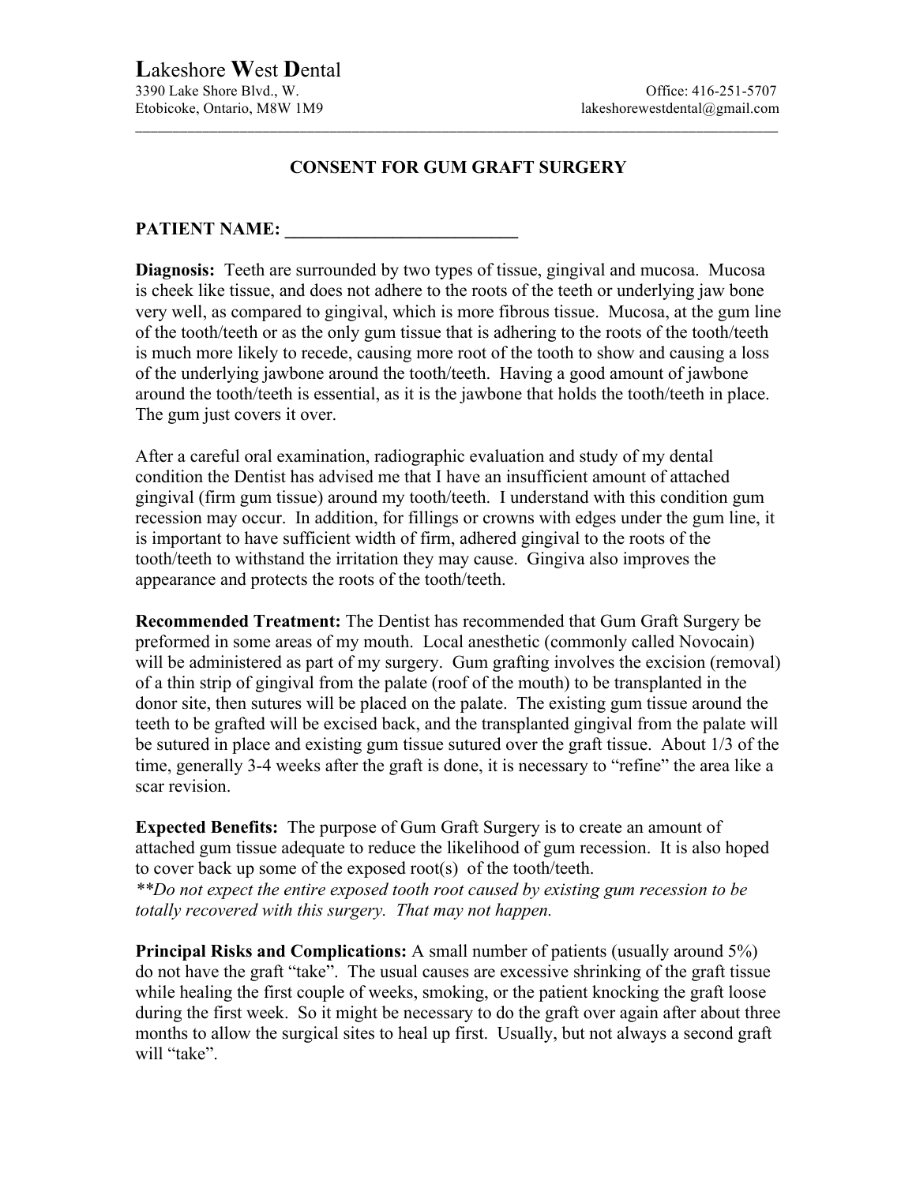**L**akeshore **W**est **D**ental
3390 Lake Shore Blvd., W. Office: 416-251-5707
Etobicoke, Ontario, M8W 1M9 lakeshorewestdental@gmail.com

---

## CONSENT FOR GUM GRAFT SURGERY

**PATIENT NAME: \_\_\_\_\_\_\_\_\_\_\_\_\_\_\_\_\_\_\_\_\_\_\_\_\_\_**

**Diagnosis:** Teeth are surrounded by two types of tissue, gingival and mucosa. Mucosa is cheek like tissue, and does not adhere to the roots of the teeth or underlying jaw bone very well, as compared to gingival, which is more fibrous tissue. Mucosa, at the gum line of the tooth/teeth or as the only gum tissue that is adhering to the roots of the tooth/teeth is much more likely to recede, causing more root of the tooth to show and causing a loss of the underlying jawbone around the tooth/teeth. Having a good amount of jawbone around the tooth/teeth is essential, as it is the jawbone that holds the tooth/teeth in place. The gum just covers it over.

After a careful oral examination, radiographic evaluation and study of my dental condition the Dentist has advised me that I have an insufficient amount of attached gingival (firm gum tissue) around my tooth/teeth. I understand with this condition gum recession may occur. In addition, for fillings or crowns with edges under the gum line, it is important to have sufficient width of firm, adhered gingival to the roots of the tooth/teeth to withstand the irritation they may cause. Gingiva also improves the appearance and protects the roots of the tooth/teeth.

**Recommended Treatment:** The Dentist has recommended that Gum Graft Surgery be preformed in some areas of my mouth. Local anesthetic (commonly called Novocain) will be administered as part of my surgery. Gum grafting involves the excision (removal) of a thin strip of gingival from the palate (roof of the mouth) to be transplanted in the donor site, then sutures will be placed on the palate. The existing gum tissue around the teeth to be grafted will be excised back, and the transplanted gingival from the palate will be sutured in place and existing gum tissue sutured over the graft tissue. About 1/3 of the time, generally 3-4 weeks after the graft is done, it is necessary to "refine" the area like a scar revision.

**Expected Benefits:** The purpose of Gum Graft Surgery is to create an amount of attached gum tissue adequate to reduce the likelihood of gum recession. It is also hoped to cover back up some of the exposed root(s) of the tooth/teeth.
*\*\*Do not expect the entire exposed tooth root caused by existing gum recession to be totally recovered with this surgery. That may not happen.*

**Principal Risks and Complications:** A small number of patients (usually around 5%) do not have the graft "take". The usual causes are excessive shrinking of the graft tissue while healing the first couple of weeks, smoking, or the patient knocking the graft loose during the first week. So it might be necessary to do the graft over again after about three months to allow the surgical sites to heal up first. Usually, but not always a second graft will "take".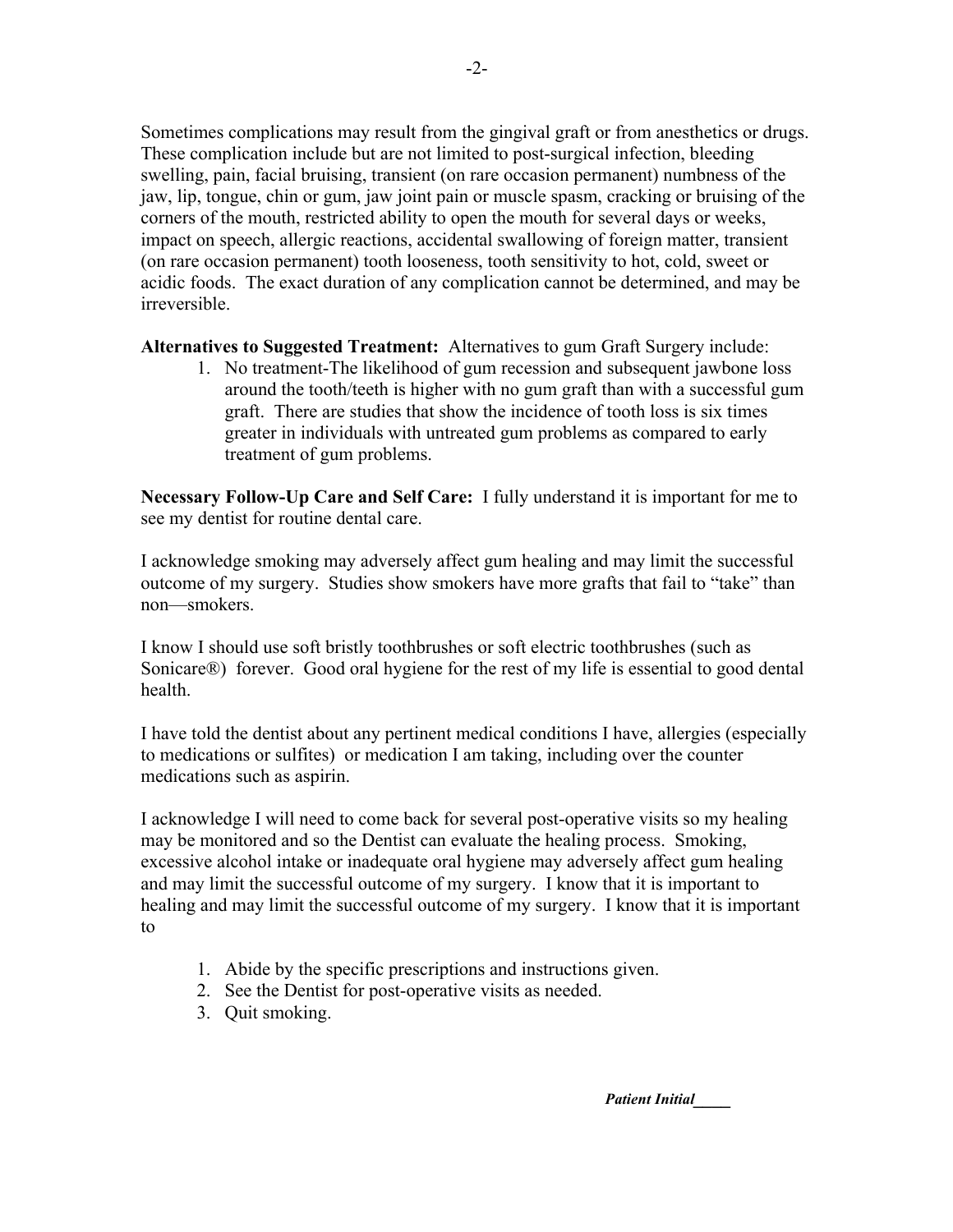Sometimes complications may result from the gingival graft or from anesthetics or drugs. These complication include but are not limited to post-surgical infection, bleeding swelling, pain, facial bruising, transient (on rare occasion permanent) numbness of the jaw, lip, tongue, chin or gum, jaw joint pain or muscle spasm, cracking or bruising of the corners of the mouth, restricted ability to open the mouth for several days or weeks, impact on speech, allergic reactions, accidental swallowing of foreign matter, transient (on rare occasion permanent) tooth looseness, tooth sensitivity to hot, cold, sweet or acidic foods. The exact duration of any complication cannot be determined, and may be irreversible.

**Alternatives to Suggested Treatment:** Alternatives to gum Graft Surgery include:

1. No treatment-The likelihood of gum recession and subsequent jawbone loss around the tooth/teeth is higher with no gum graft than with a successful gum graft. There are studies that show the incidence of tooth loss is six times greater in individuals with untreated gum problems as compared to early treatment of gum problems.

**Necessary Follow-Up Care and Self Care:** I fully understand it is important for me to see my dentist for routine dental care.

I acknowledge smoking may adversely affect gum healing and may limit the successful outcome of my surgery. Studies show smokers have more grafts that fail to "take" than non—smokers.

I know I should use soft bristly toothbrushes or soft electric toothbrushes (such as Sonicare®) forever. Good oral hygiene for the rest of my life is essential to good dental health.

I have told the dentist about any pertinent medical conditions I have, allergies (especially to medications or sulfites) or medication I am taking, including over the counter medications such as aspirin.

I acknowledge I will need to come back for several post-operative visits so my healing may be monitored and so the Dentist can evaluate the healing process. Smoking, excessive alcohol intake or inadequate oral hygiene may adversely affect gum healing and may limit the successful outcome of my surgery. I know that it is important to healing and may limit the successful outcome of my surgery. I know that it is important to

1. Abide by the specific prescriptions and instructions given.
2. See the Dentist for post-operative visits as needed.
3. Quit smoking.

***Patient Initial*\_\_\_\_\_**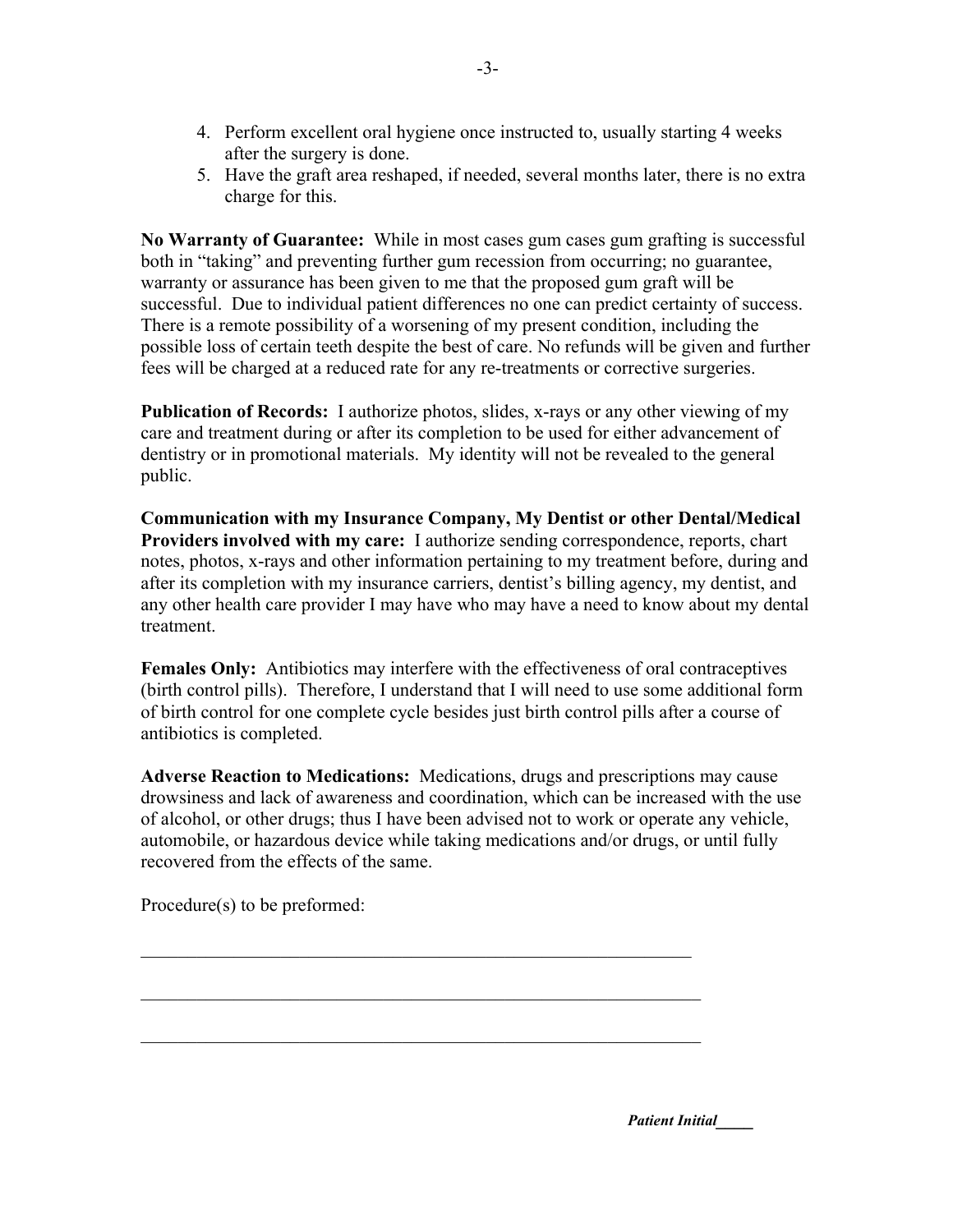4. Perform excellent oral hygiene once instructed to, usually starting 4 weeks after the surgery is done.
5. Have the graft area reshaped, if needed, several months later, there is no extra charge for this.

**No Warranty of Guarantee:** While in most cases gum cases gum grafting is successful both in "taking" and preventing further gum recession from occurring; no guarantee, warranty or assurance has been given to me that the proposed gum graft will be successful. Due to individual patient differences no one can predict certainty of success. There is a remote possibility of a worsening of my present condition, including the possible loss of certain teeth despite the best of care. No refunds will be given and further fees will be charged at a reduced rate for any re-treatments or corrective surgeries.

**Publication of Records:** I authorize photos, slides, x-rays or any other viewing of my care and treatment during or after its completion to be used for either advancement of dentistry or in promotional materials. My identity will not be revealed to the general public.

**Communication with my Insurance Company, My Dentist or other Dental/Medical Providers involved with my care:** I authorize sending correspondence, reports, chart notes, photos, x-rays and other information pertaining to my treatment before, during and after its completion with my insurance carriers, dentist's billing agency, my dentist, and any other health care provider I may have who may have a need to know about my dental treatment.

**Females Only:** Antibiotics may interfere with the effectiveness of oral contraceptives (birth control pills). Therefore, I understand that I will need to use some additional form of birth control for one complete cycle besides just birth control pills after a course of antibiotics is completed.

**Adverse Reaction to Medications:** Medications, drugs and prescriptions may cause drowsiness and lack of awareness and coordination, which can be increased with the use of alcohol, or other drugs; thus I have been advised not to work or operate any vehicle, automobile, or hazardous device while taking medications and/or drugs, or until fully recovered from the effects of the same.

Procedure(s) to be preformed:

______________________________________________________________

______________________________________________________________

______________________________________________________________

***Patient Initial*____**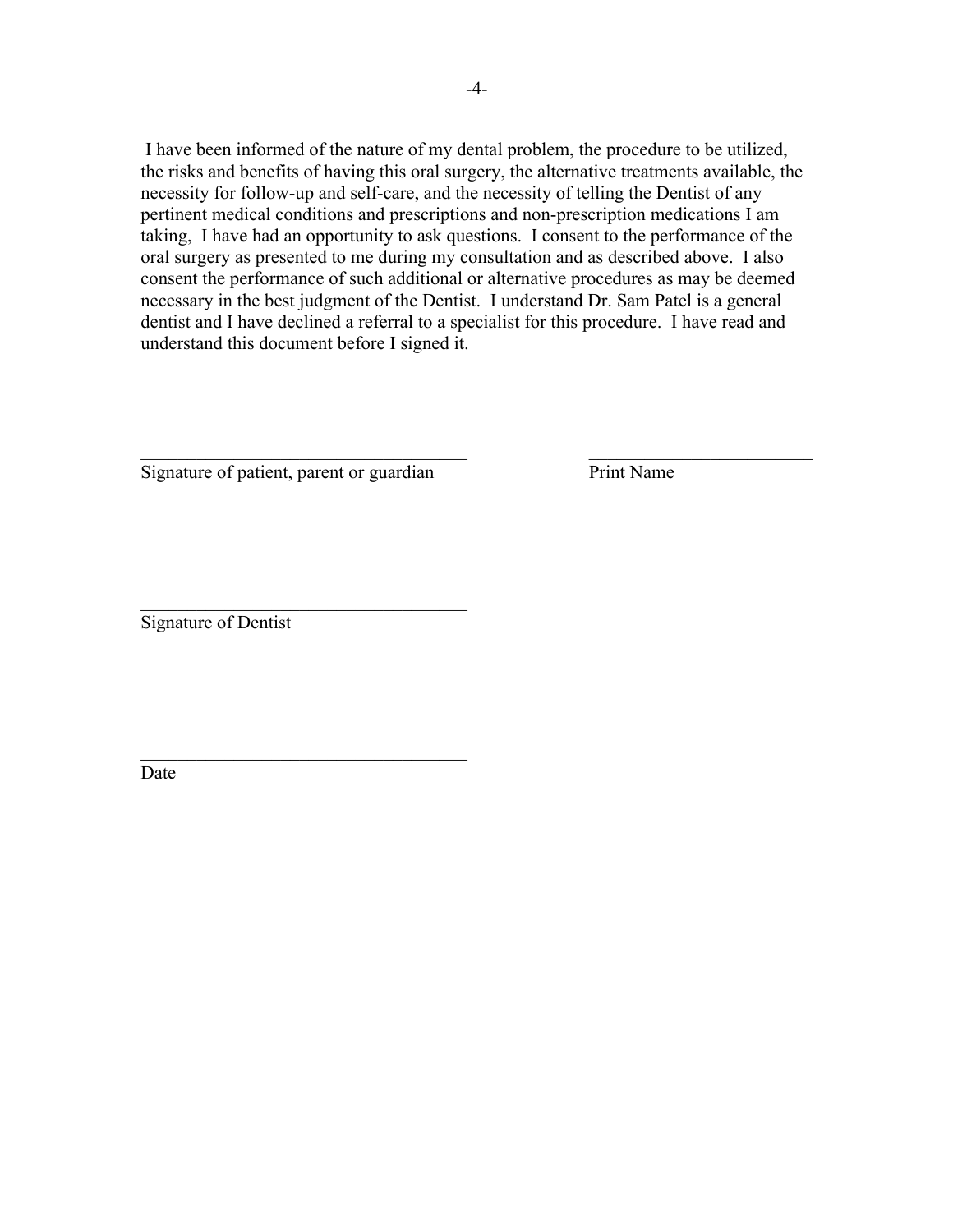I have been informed of the nature of my dental problem, the procedure to be utilized, the risks and benefits of having this oral surgery, the alternative treatments available, the necessity for follow-up and self-care, and the necessity of telling the Dentist of any pertinent medical conditions and prescriptions and non-prescription medications I am taking, I have had an opportunity to ask questions. I consent to the performance of the oral surgery as presented to me during my consultation and as described above. I also consent the performance of such additional or alternative procedures as may be deemed necessary in the best judgment of the Dentist. I understand Dr. Sam Patel is a general dentist and I have declined a referral to a specialist for this procedure. I have read and understand this document before I signed it.

\_\_\_\_\_\_\_\_\_\_\_\_\_\_\_\_\_\_\_\_\_\_\_\_\_\_\_\_\_\_\_\_\_\_\_\_ \_\_\_\_\_\_\_\_\_\_\_\_\_\_\_\_\_\_\_\_\_\_\_\_\_\_\_\_

Signature of patient, parent or guardian Print Name

\_\_\_\_\_\_\_\_\_\_\_\_\_\_\_\_\_\_\_\_\_\_\_\_\_\_\_\_\_\_\_\_\_\_\_\_

Signature of Dentist

\_\_\_\_\_\_\_\_\_\_\_\_\_\_\_\_\_\_\_\_\_\_\_\_\_\_\_\_\_\_\_\_\_\_\_\_

Date